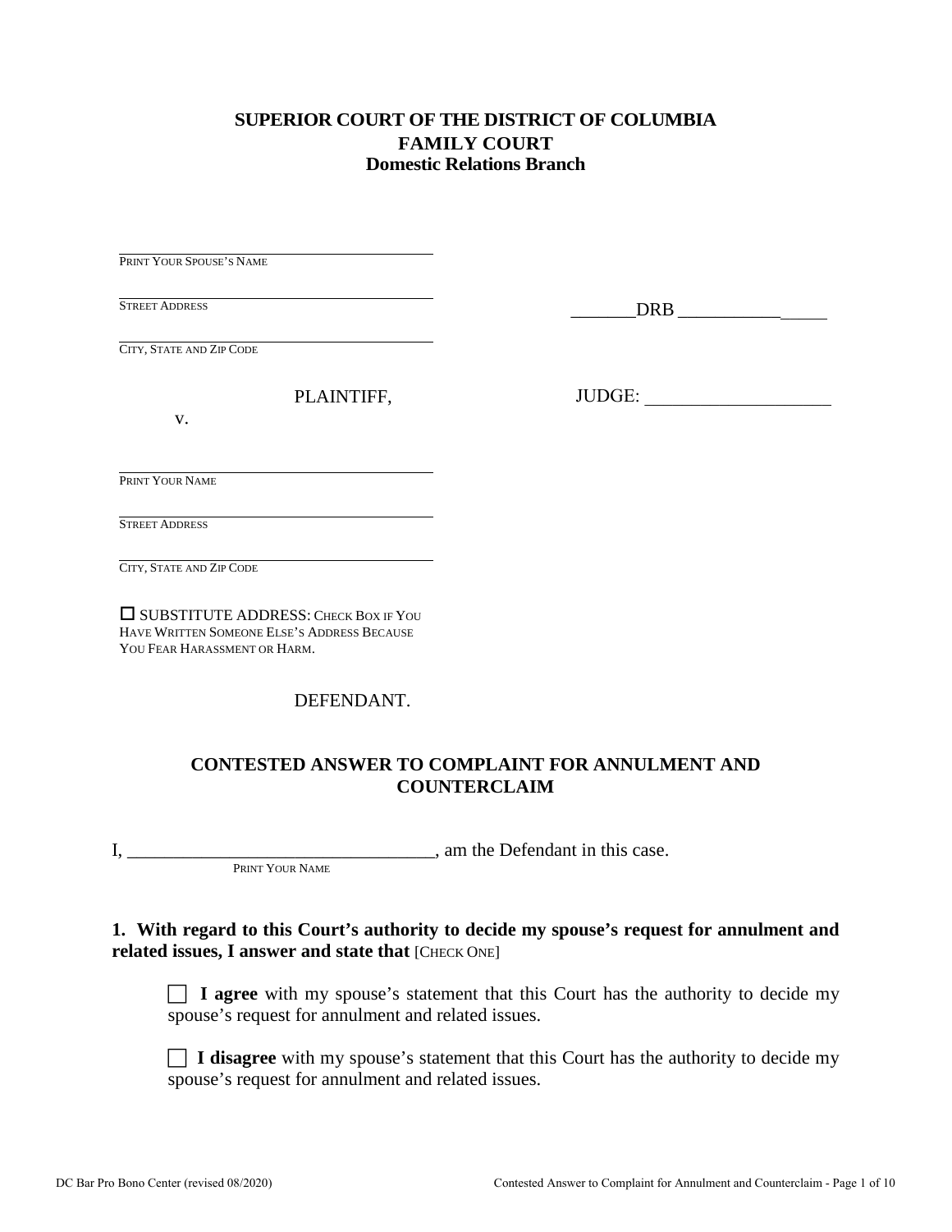**SUPERIOR COURT OF THE DISTRICT OF COLUMBIA**
**FAMILY COURT**
**Domestic Relations Branch**

\_\_\_\_\_\_\_\_\_\_\_\_\_\_\_\_\_\_\_\_\_\_\_\_\_\_\_\_\_\_\_\_\_\_\_\_\_\_\_\_
PRINT YOUR SPOUSE'S NAME

\_\_\_\_\_\_\_\_\_\_\_\_\_\_\_\_\_\_\_\_\_\_\_\_\_\_\_\_\_\_\_\_\_\_\_\_\_\_\_\_
STREET ADDRESS

\_\_\_\_\_\_\_\_\_\_\_\_\_\_\_\_\_\_\_\_\_\_\_\_\_\_\_\_\_\_\_\_\_\_\_\_\_\_\_\_
CITY, STATE AND ZIP CODE

PLAINTIFF,

v.

\_\_\_\_\_\_\_DRB \_\_\_\_\_\_\_\_\_\_\_\_\_\_\_\_

JUDGE: \_\_\_\_\_\_\_\_\_\_\_\_\_\_\_\_\_\_\_\_

\_\_\_\_\_\_\_\_\_\_\_\_\_\_\_\_\_\_\_\_\_\_\_\_\_\_\_\_\_\_\_\_\_\_\_\_\_\_\_\_
PRINT YOUR NAME

\_\_\_\_\_\_\_\_\_\_\_\_\_\_\_\_\_\_\_\_\_\_\_\_\_\_\_\_\_\_\_\_\_\_\_\_\_\_\_\_
STREET ADDRESS

\_\_\_\_\_\_\_\_\_\_\_\_\_\_\_\_\_\_\_\_\_\_\_\_\_\_\_\_\_\_\_\_\_\_\_\_\_\_\_\_
CITY, STATE AND ZIP CODE

☐ SUBSTITUTE ADDRESS: CHECK BOX IF YOU HAVE WRITTEN SOMEONE ELSE'S ADDRESS BECAUSE YOU FEAR HARASSMENT OR HARM.

DEFENDANT.

## CONTESTED ANSWER TO COMPLAINT FOR ANNULMENT AND COUNTERCLAIM

I, \_\_\_\_\_\_\_\_\_\_\_\_\_\_\_\_\_\_\_\_\_\_\_\_\_\_\_\_\_\_\_\_\_, am the Defendant in this case.
PRINT YOUR NAME

**1. With regard to this Court's authority to decide my spouse's request for annulment and related issues, I answer and state that** [CHECK ONE]

☐ **I agree** with my spouse's statement that this Court has the authority to decide my spouse's request for annulment and related issues.

☐ **I disagree** with my spouse's statement that this Court has the authority to decide my spouse's request for annulment and related issues.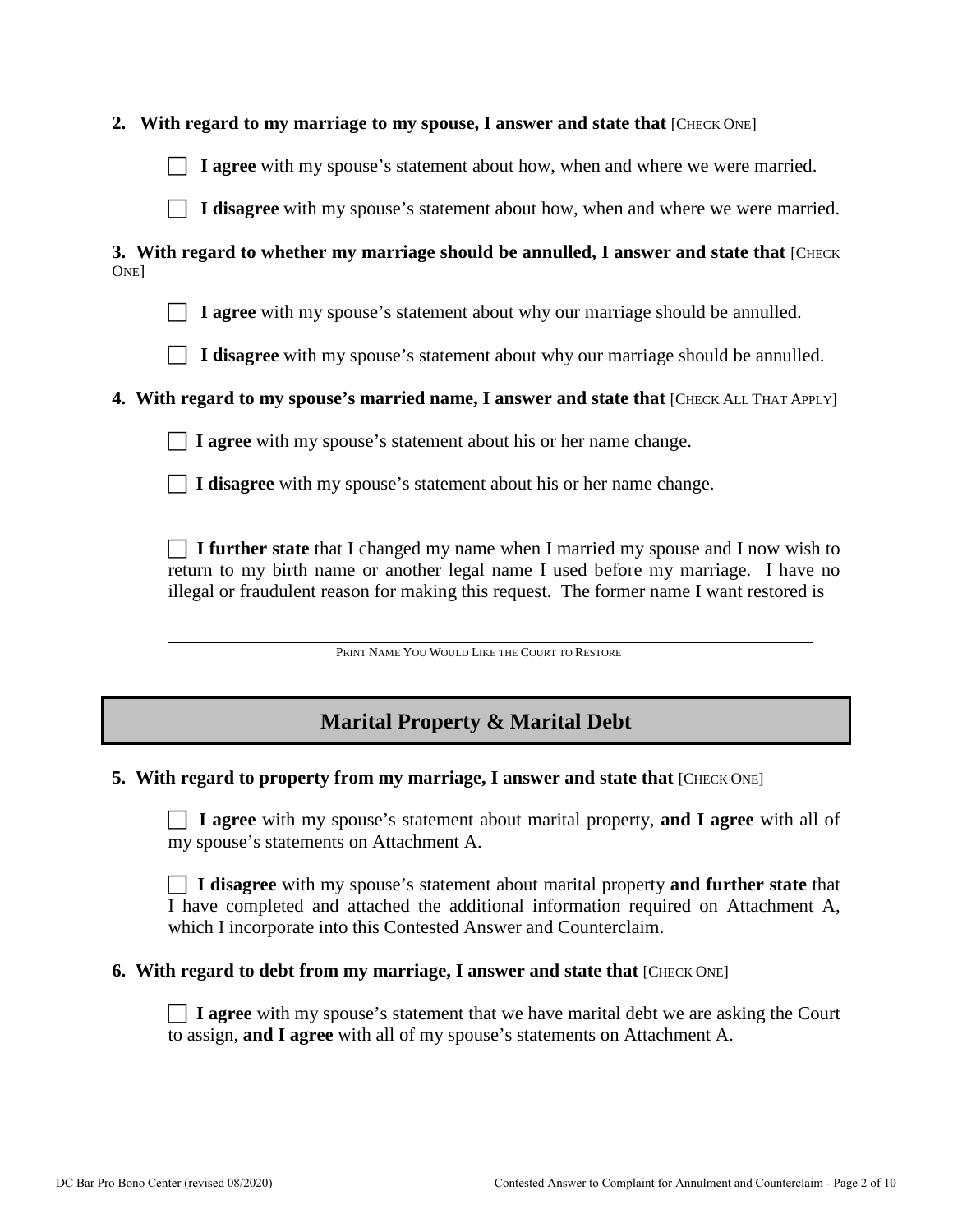**2. With regard to my marriage to my spouse, I answer and state that** [CHECK ONE]

☐ **I agree** with my spouse's statement about how, when and where we were married.

☐ **I disagree** with my spouse's statement about how, when and where we were married.

**3. With regard to whether my marriage should be annulled, I answer and state that** [CHECK ONE]

☐ **I agree** with my spouse's statement about why our marriage should be annulled.

☐ **I disagree** with my spouse's statement about why our marriage should be annulled.

**4. With regard to my spouse's married name, I answer and state that** [CHECK ALL THAT APPLY]

☐ **I agree** with my spouse's statement about his or her name change.

☐ **I disagree** with my spouse's statement about his or her name change.

☐ **I further state** that I changed my name when I married my spouse and I now wish to return to my birth name or another legal name I used before my marriage. I have no illegal or fraudulent reason for making this request. The former name I want restored is

\_\_\_\_\_\_\_\_\_\_\_\_\_\_\_\_\_\_\_\_\_\_\_\_\_\_\_\_\_\_\_\_\_\_\_\_\_\_\_\_\_\_\_\_\_\_\_\_\_\_\_\_
PRINT NAME YOU WOULD LIKE THE COURT TO RESTORE

## Marital Property & Marital Debt

**5. With regard to property from my marriage, I answer and state that** [CHECK ONE]

☐ **I agree** with my spouse's statement about marital property, **and I agree** with all of my spouse's statements on Attachment A.

☐ **I disagree** with my spouse's statement about marital property **and further state** that I have completed and attached the additional information required on Attachment A, which I incorporate into this Contested Answer and Counterclaim.

**6. With regard to debt from my marriage, I answer and state that** [CHECK ONE]

☐ **I agree** with my spouse's statement that we have marital debt we are asking the Court to assign, **and I agree** with all of my spouse's statements on Attachment A.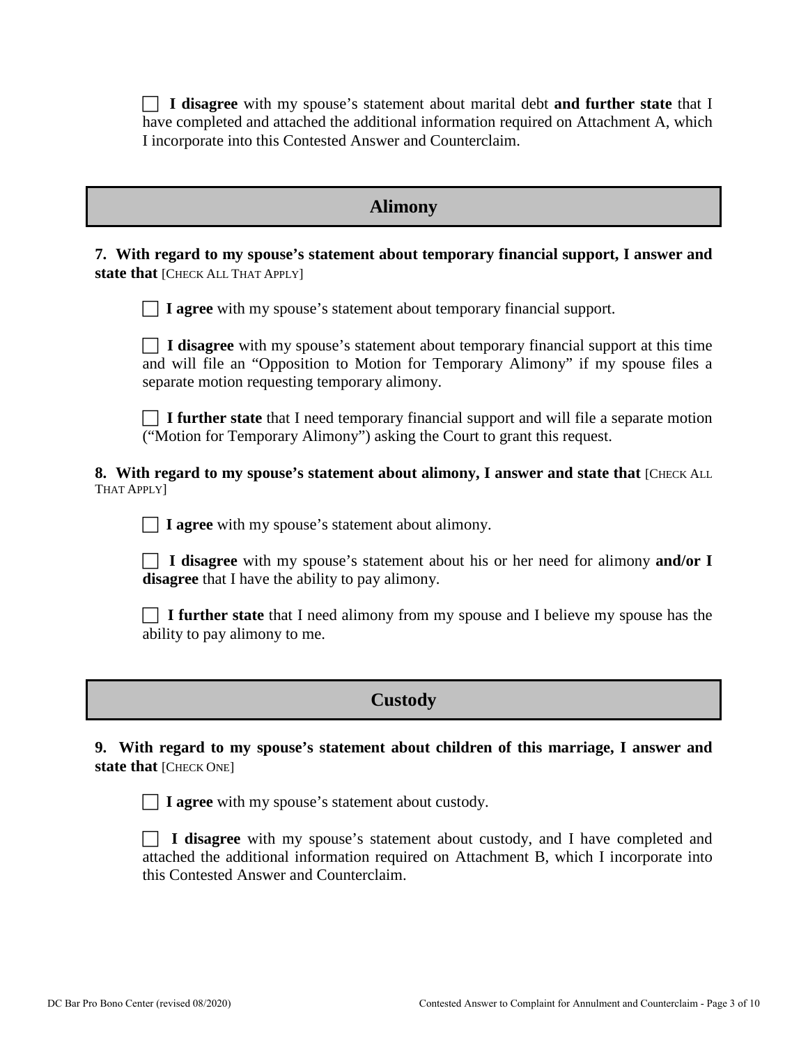☐ **I disagree** with my spouse's statement about marital debt **and further state** that I have completed and attached the additional information required on Attachment A, which I incorporate into this Contested Answer and Counterclaim.

## Alimony

**7. With regard to my spouse's statement about temporary financial support, I answer and state that** [CHECK ALL THAT APPLY]

☐ **I agree** with my spouse's statement about temporary financial support.

☐ **I disagree** with my spouse's statement about temporary financial support at this time and will file an "Opposition to Motion for Temporary Alimony" if my spouse files a separate motion requesting temporary alimony.

☐ **I further state** that I need temporary financial support and will file a separate motion ("Motion for Temporary Alimony") asking the Court to grant this request.

**8. With regard to my spouse's statement about alimony, I answer and state that** [CHECK ALL THAT APPLY]

☐ **I agree** with my spouse's statement about alimony.

☐ **I disagree** with my spouse's statement about his or her need for alimony **and/or I disagree** that I have the ability to pay alimony.

☐ **I further state** that I need alimony from my spouse and I believe my spouse has the ability to pay alimony to me.

## Custody

**9. With regard to my spouse's statement about children of this marriage, I answer and state that** [CHECK ONE]

☐ **I agree** with my spouse's statement about custody.

☐ **I disagree** with my spouse's statement about custody, and I have completed and attached the additional information required on Attachment B, which I incorporate into this Contested Answer and Counterclaim.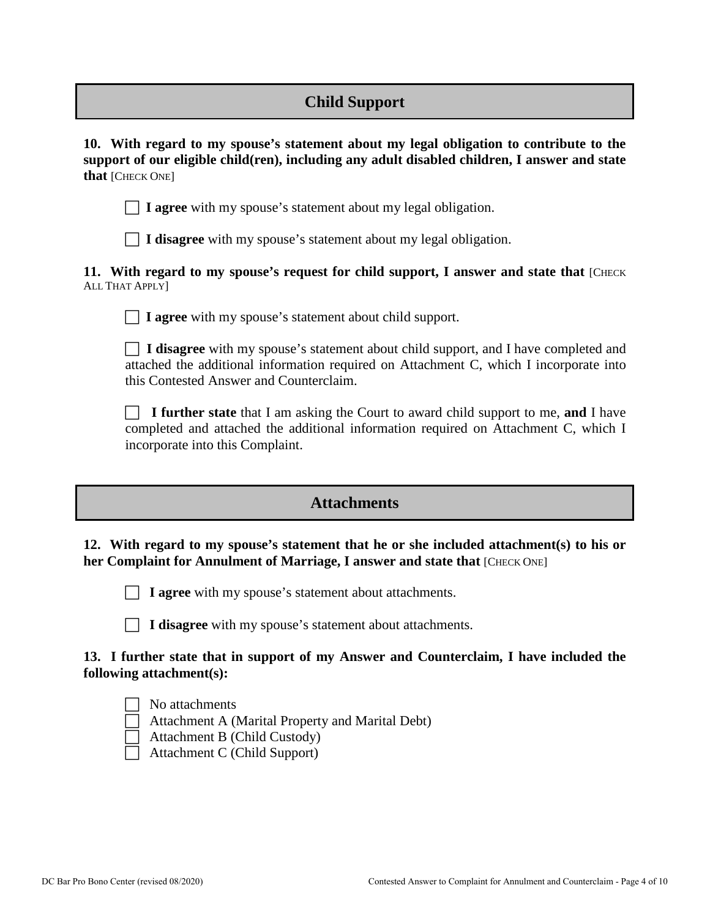## Child Support

**10. With regard to my spouse's statement about my legal obligation to contribute to the support of our eligible child(ren), including any adult disabled children, I answer and state that** [CHECK ONE]

☐ **I agree** with my spouse's statement about my legal obligation.

☐ **I disagree** with my spouse's statement about my legal obligation.

**11. With regard to my spouse's request for child support, I answer and state that** [CHECK ALL THAT APPLY]

☐ **I agree** with my spouse's statement about child support.

☐ **I disagree** with my spouse's statement about child support, and I have completed and attached the additional information required on Attachment C, which I incorporate into this Contested Answer and Counterclaim.

☐ **I further state** that I am asking the Court to award child support to me, **and** I have completed and attached the additional information required on Attachment C, which I incorporate into this Complaint.

## Attachments

**12. With regard to my spouse's statement that he or she included attachment(s) to his or her Complaint for Annulment of Marriage, I answer and state that** [CHECK ONE]

☐ **I agree** with my spouse's statement about attachments.

☐ **I disagree** with my spouse's statement about attachments.

**13. I further state that in support of my Answer and Counterclaim, I have included the following attachment(s):**

☐ No attachments
☐ Attachment A (Marital Property and Marital Debt)
☐ Attachment B (Child Custody)
☐ Attachment C (Child Support)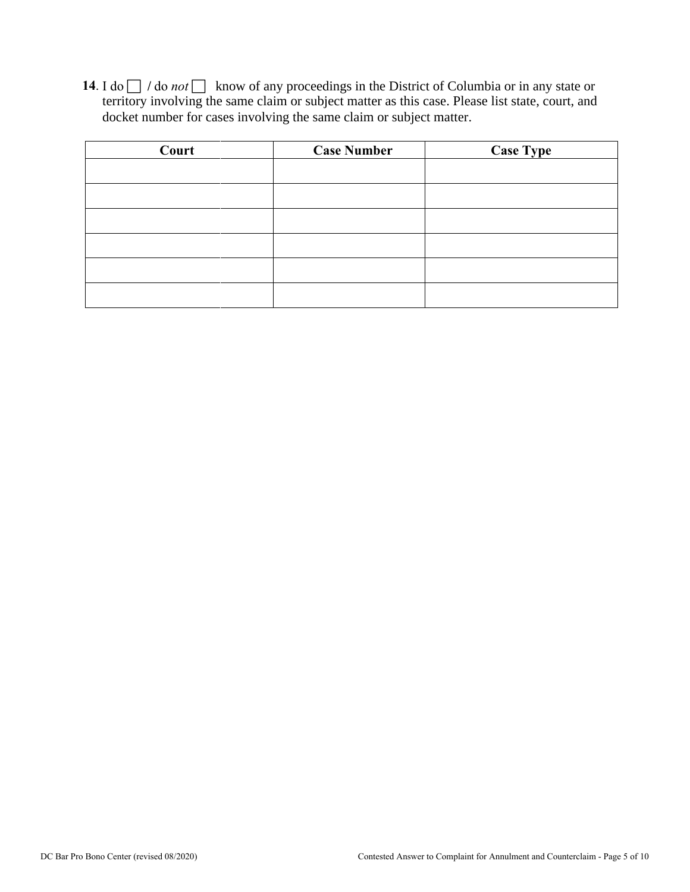**14**. I do ☐ / do *not* ☐ know of any proceedings in the District of Columbia or in any state or territory involving the same claim or subject matter as this case. Please list state, court, and docket number for cases involving the same claim or subject matter.

| Court | Case Number | Case Type |
|---|---|---|
| | | |
| | | |
| | | |
| | | |
| | | |
| | | |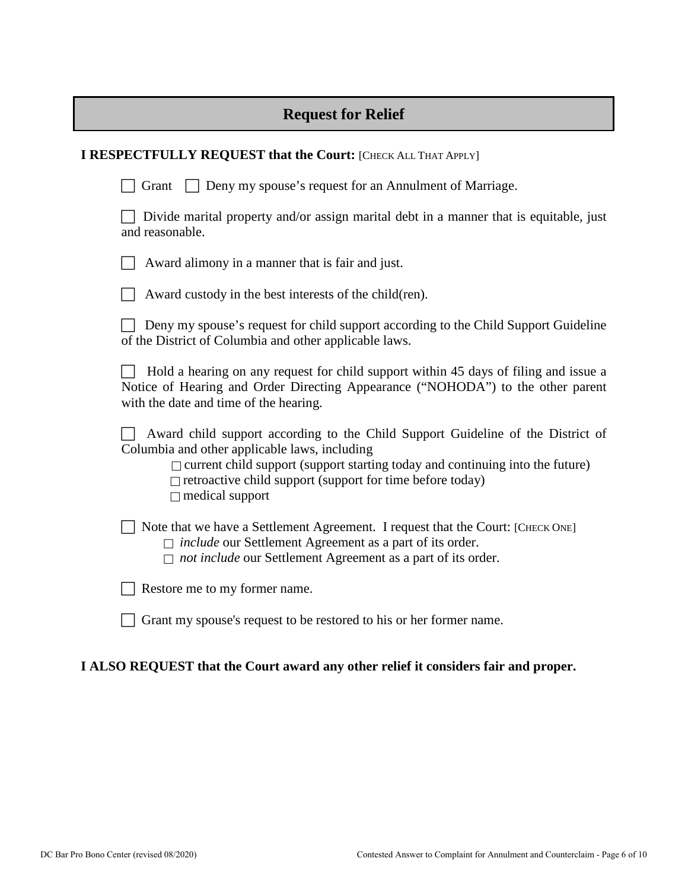## Request for Relief

**I RESPECTFULLY REQUEST that the Court:** [CHECK ALL THAT APPLY]

☐ Grant ☐ Deny my spouse's request for an Annulment of Marriage.

☐ Divide marital property and/or assign marital debt in a manner that is equitable, just and reasonable.

☐ Award alimony in a manner that is fair and just.

☐ Award custody in the best interests of the child(ren).

☐ Deny my spouse's request for child support according to the Child Support Guideline of the District of Columbia and other applicable laws.

☐ Hold a hearing on any request for child support within 45 days of filing and issue a Notice of Hearing and Order Directing Appearance ("NOHODA") to the other parent with the date and time of the hearing.

☐ Award child support according to the Child Support Guideline of the District of Columbia and other applicable laws, including

- ☐ current child support (support starting today and continuing into the future)
- ☐ retroactive child support (support for time before today)
- ☐ medical support

☐ Note that we have a Settlement Agreement. I request that the Court: [CHECK ONE]

- ☐ *include* our Settlement Agreement as a part of its order.
- ☐ *not include* our Settlement Agreement as a part of its order.

☐ Restore me to my former name.

☐ Grant my spouse's request to be restored to his or her former name.

**I ALSO REQUEST that the Court award any other relief it considers fair and proper.**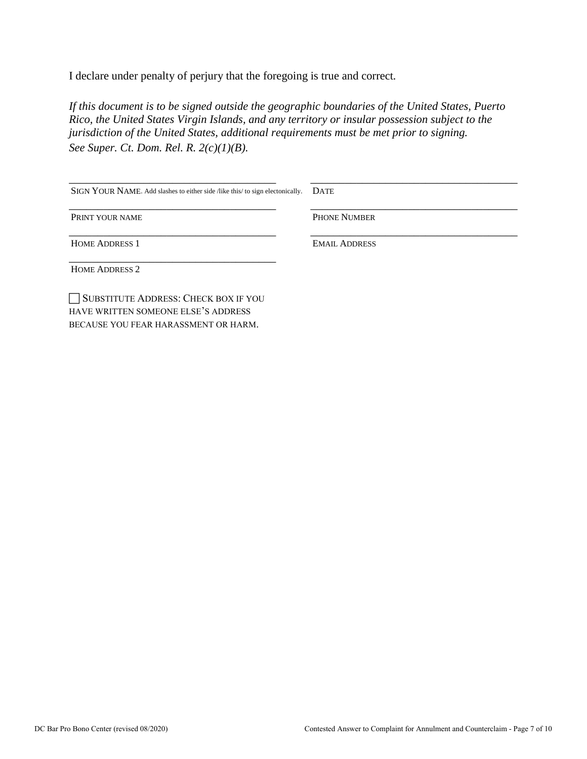I declare under penalty of perjury that the foregoing is true and correct.

*If this document is to be signed outside the geographic boundaries of the United States, Puerto Rico, the United States Virgin Islands, and any territory or insular possession subject to the jurisdiction of the United States, additional requirements must be met prior to signing. See Super. Ct. Dom. Rel. R. 2(c)(1)(B).*

| | |
|---|---|
| ______________________________ | ______________________________ |
| SIGN YOUR NAME. Add slashes to either side /like this/ to sign electonically. | DATE |
| ______________________________ | ______________________________ |
| PRINT YOUR NAME | PHONE NUMBER |
| ______________________________ | ______________________________ |
| HOME ADDRESS 1 | EMAIL ADDRESS |
| ______________________________ | |
| HOME ADDRESS 2 | |

☐ SUBSTITUTE ADDRESS: CHECK BOX IF YOU HAVE WRITTEN SOMEONE ELSE'S ADDRESS BECAUSE YOU FEAR HARASSMENT OR HARM.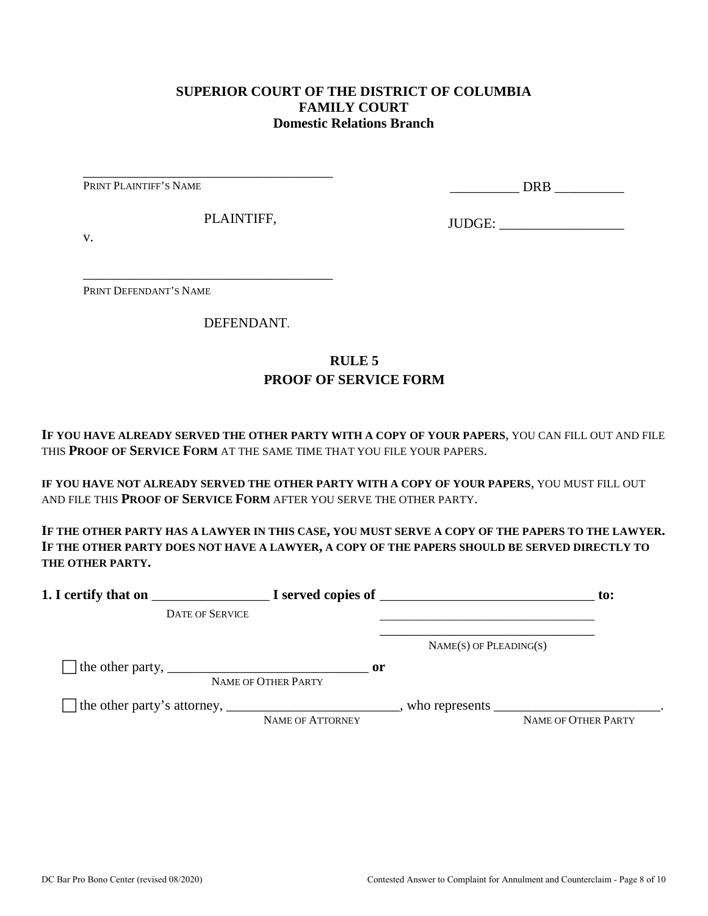**SUPERIOR COURT OF THE DISTRICT OF COLUMBIA**
**FAMILY COURT**
**Domestic Relations Branch**

_____________________________________
PRINT PLAINTIFF'S NAME

PLAINTIFF,

v.

_____________________________________
PRINT DEFENDANT'S NAME

DEFENDANT.

__________ DRB __________

JUDGE: __________________

## RULE 5
## PROOF OF SERVICE FORM

**IF YOU HAVE ALREADY SERVED THE OTHER PARTY WITH A COPY OF YOUR PAPERS**, YOU CAN FILL OUT AND FILE THIS **PROOF OF SERVICE FORM** AT THE SAME TIME THAT YOU FILE YOUR PAPERS.

**IF YOU HAVE NOT ALREADY SERVED THE OTHER PARTY WITH A COPY OF YOUR PAPERS**, YOU MUST FILL OUT AND FILE THIS **PROOF OF SERVICE FORM** AFTER YOU SERVE THE OTHER PARTY.

**IF THE OTHER PARTY HAS A LAWYER IN THIS CASE, YOU MUST SERVE A COPY OF THE PAPERS TO THE LAWYER. IF THE OTHER PARTY DOES NOT HAVE A LAWYER, A COPY OF THE PAPERS SHOULD BE SERVED DIRECTLY TO THE OTHER PARTY.**

**1. I certify that on** _________________ **I served copies of** _______________________________ **to:**
DATE OF SERVICE
_______________________________
_______________________________
NAME(S) OF PLEADING(S)

☐ the other party, _____________________________ **or**
NAME OF OTHER PARTY

☐ the other party's attorney, _________________________, who represents ________________________.
NAME OF ATTORNEY NAME OF OTHER PARTY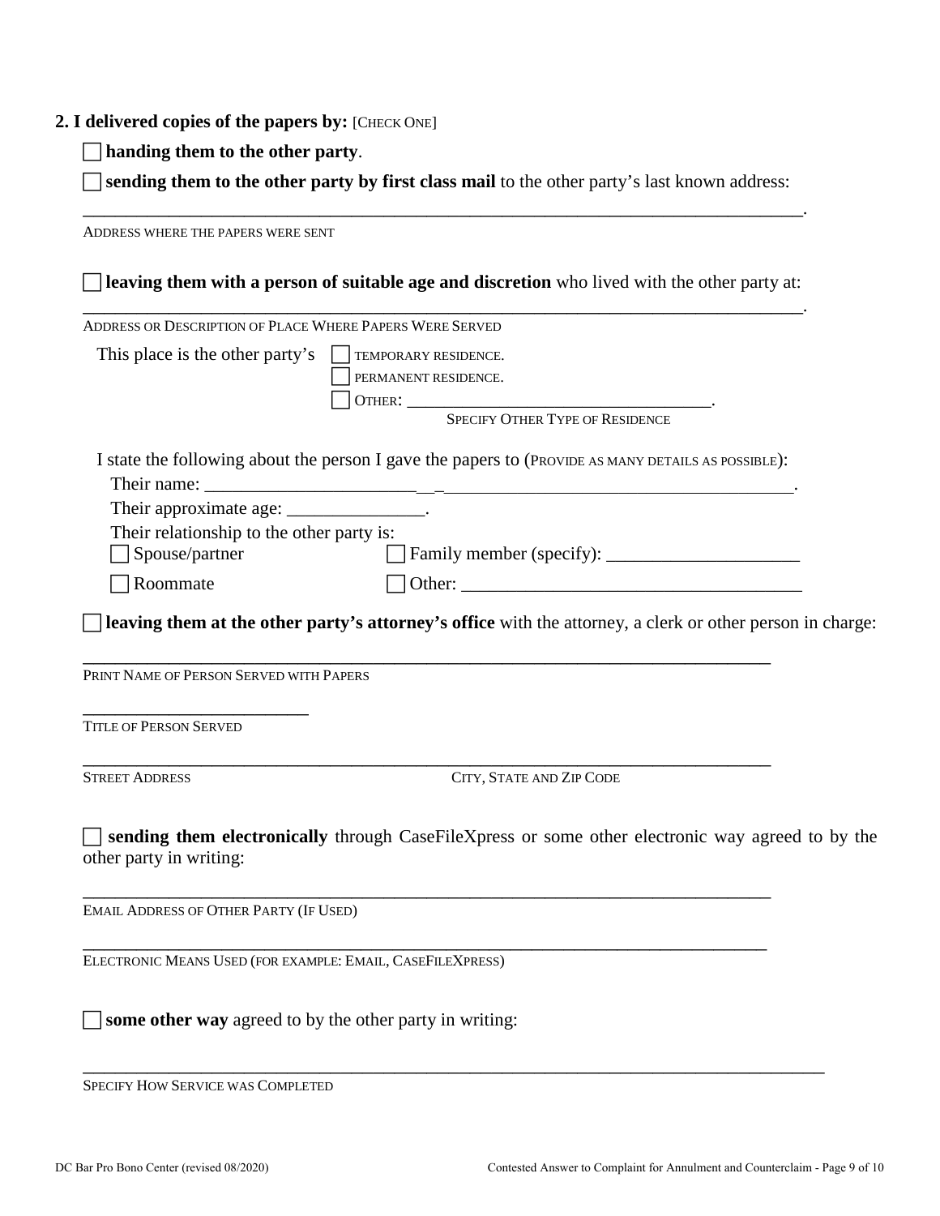**2. I delivered copies of the papers by:** [CHECK ONE]

☐ **handing them to the other party**.

☐ **sending them to the other party by first class mail** to the other party's last known address:

______________________________________________________________________________.
ADDRESS WHERE THE PAPERS WERE SENT

☐ **leaving them with a person of suitable age and discretion** who lived with the other party at:

______________________________________________________________________________.
ADDRESS OR DESCRIPTION OF PLACE WHERE PAPERS WERE SERVED

This place is the other party's ☐ TEMPORARY RESIDENCE.
☐ PERMANENT RESIDENCE.
☐ OTHER: __________________________________.
SPECIFY OTHER TYPE OF RESIDENCE

I state the following about the person I gave the papers to (PROVIDE AS MANY DETAILS AS POSSIBLE):

Their name: __________________________________________________________________.

Their approximate age: _______________.

Their relationship to the other party is:

☐ Spouse/partner ☐ Family member (specify): ____________________

☐ Roommate ☐ Other: ____________________________________

☐ **leaving them at the other party's attorney's office** with the attorney, a clerk or other person in charge:

__________________________________________________________________________
PRINT NAME OF PERSON SERVED WITH PAPERS

__________________________
TITLE OF PERSON SERVED

__________________________________________________________________________
STREET ADDRESS CITY, STATE AND ZIP CODE

☐ **sending them electronically** through CaseFileXpress or some other electronic way agreed to by the other party in writing:

__________________________________________________________________________
EMAIL ADDRESS OF OTHER PARTY (IF USED)

__________________________________________________________________________
ELECTRONIC MEANS USED (FOR EXAMPLE: EMAIL, CASEFILEXPRESS)

☐ **some other way** agreed to by the other party in writing:

______________________________________________________________________________
SPECIFY HOW SERVICE WAS COMPLETED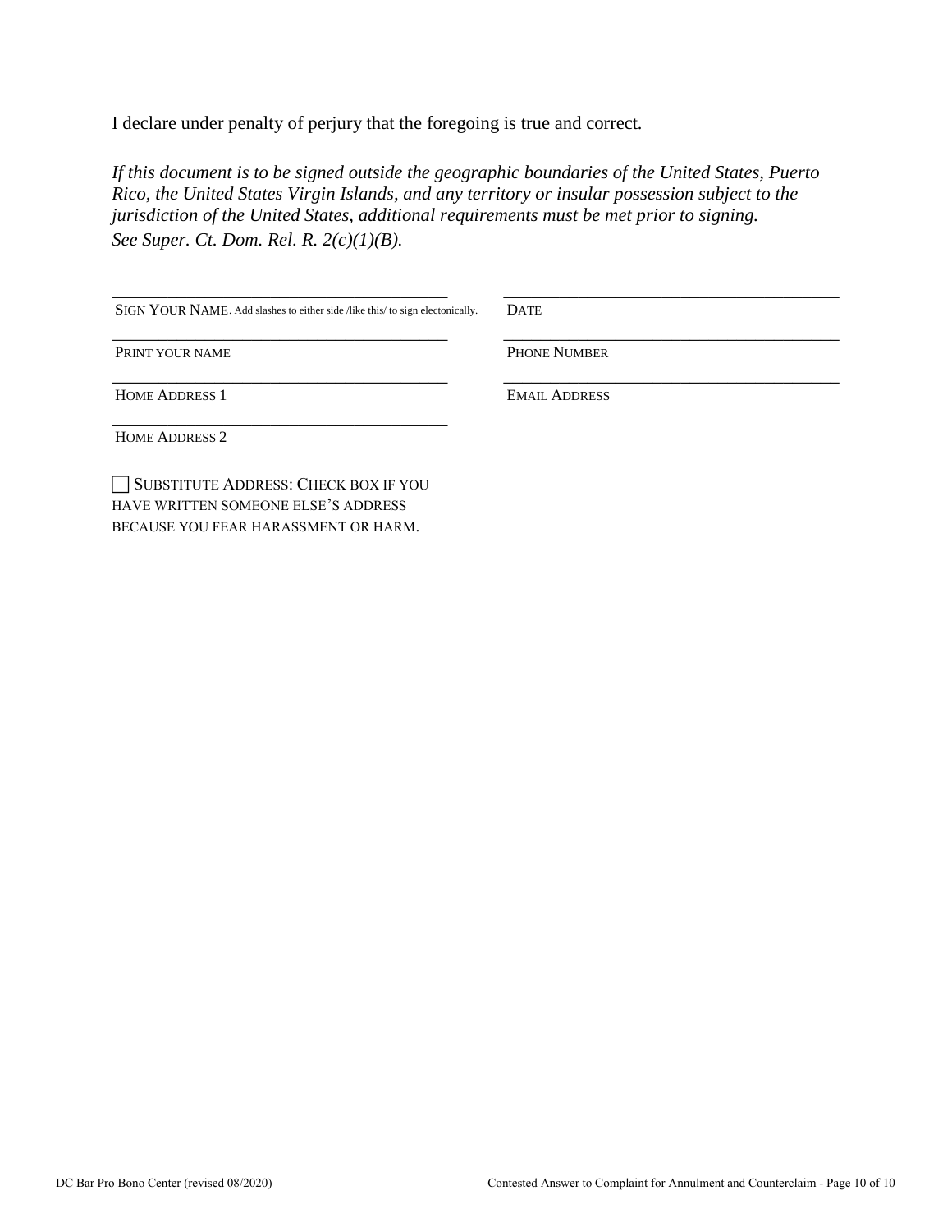I declare under penalty of perjury that the foregoing is true and correct.

*If this document is to be signed outside the geographic boundaries of the United States, Puerto Rico, the United States Virgin Islands, and any territory or insular possession subject to the jurisdiction of the United States, additional requirements must be met prior to signing. See Super. Ct. Dom. Rel. R. 2(c)(1)(B).*

| | |
|---|---|
| ______________________________________ | ______________________________________ |
| SIGN YOUR NAME. Add slashes to either side /like this/ to sign electonically. | DATE |
| ______________________________________ | ______________________________________ |
| PRINT YOUR NAME | PHONE NUMBER |
| ______________________________________ | ______________________________________ |
| HOME ADDRESS 1 | EMAIL ADDRESS |
| ______________________________________ | |
| HOME ADDRESS 2 | |

☐ SUBSTITUTE ADDRESS: CHECK BOX IF YOU HAVE WRITTEN SOMEONE ELSE'S ADDRESS BECAUSE YOU FEAR HARASSMENT OR HARM.

DC Bar Pro Bono Center (revised 08/2020)